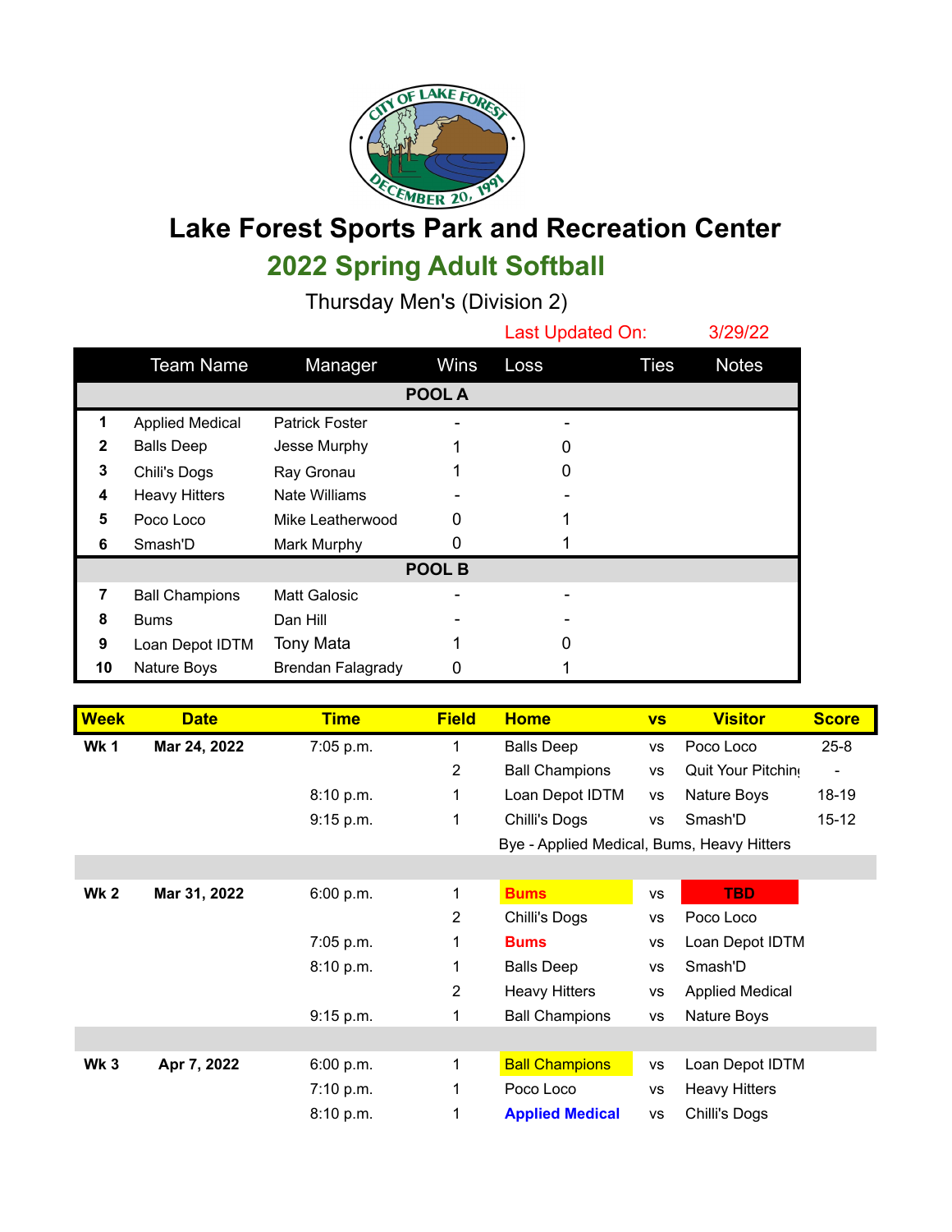# Lake Forest Sports Park and Recreation Center

## 2022 Spring Adult Softball

### Thursday Men's (Division 2)

Last Updated On: 3/29/22

| | Team Name | Manager | Wins | Loss | Ties | Notes |
|---|---|---|---|---|---|---|
| | | | **POOL A** | | | |
| **1** | Applied Medical | Patrick Foster | - | - | | |
| **2** | Balls Deep | Jesse Murphy | 1 | 0 | | |
| **3** | Chili's Dogs | Ray Gronau | 1 | 0 | | |
| **4** | Heavy Hitters | Nate Williams | - | - | | |
| **5** | Poco Loco | Mike Leatherwood | 0 | 1 | | |
| **6** | Smash'D | Mark Murphy | 0 | 1 | | |
| | | | **POOL B** | | | |
| **7** | Ball Champions | Matt Galosic | - | - | | |
| **8** | Bums | Dan Hill | - | - | | |
| **9** | Loan Depot IDTM | Tony Mata | 1 | 0 | | |
| **10** | Nature Boys | Brendan Falagrady | 0 | 1 | | |

| Week | Date | Time | Field | Home | vs | Visitor | Score |
|---|---|---|---|---|---|---|---|
| **Wk 1** | **Mar 24, 2022** | 7:05 p.m. | 1 | Balls Deep | vs | Poco Loco | 25-8 |
| | | | 2 | Ball Champions | vs | Quit Your Pitching | - |
| | | 8:10 p.m. | 1 | Loan Depot IDTM | vs | Nature Boys | 18-19 |
| | | 9:15 p.m. | 1 | Chilli's Dogs | vs | Smash'D | 15-12 |
| | | | | Bye - Applied Medical, Bums, Heavy Hitters | | | |
| **Wk 2** | **Mar 31, 2022** | 6:00 p.m. | 1 | **Bums** | vs | **TBD** | |
| | | | 2 | Chilli's Dogs | vs | Poco Loco | |
| | | 7:05 p.m. | 1 | **Bums** | vs | Loan Depot IDTM | |
| | | 8:10 p.m. | 1 | Balls Deep | vs | Smash'D | |
| | | | 2 | Heavy Hitters | vs | Applied Medical | |
| | | 9:15 p.m. | 1 | Ball Champions | vs | Nature Boys | |
| **Wk 3** | **Apr 7, 2022** | 6:00 p.m. | 1 | Ball Champions | vs | Loan Depot IDTM | |
| | | 7:10 p.m. | 1 | Poco Loco | vs | Heavy Hitters | |
| | | 8:10 p.m. | 1 | **Applied Medical** | vs | Chilli's Dogs | |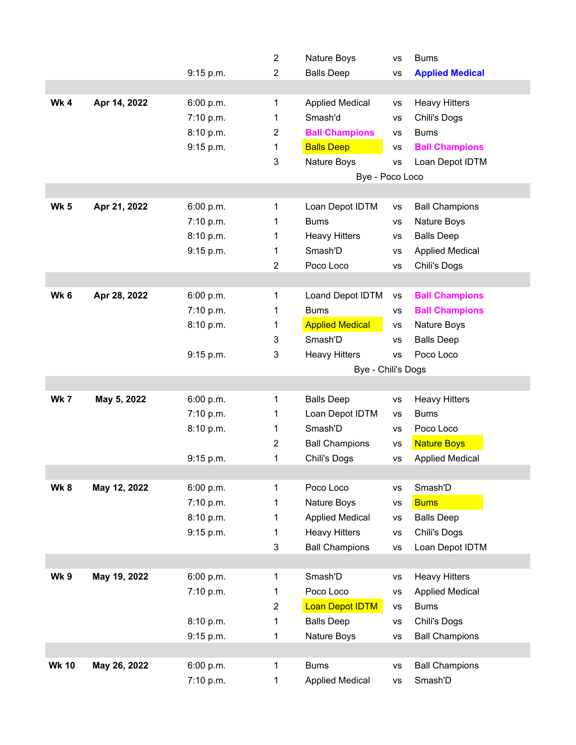| Week | Date | Time | Field | Team | | Team |
|---|---|---|---|---|---|---|
| | | | 2 | Nature Boys | vs | Bums |
| | | 9:15 p.m. | 2 | Balls Deep | vs | **Applied Medical** |
| | | | | | | |
| **Wk 4** | **Apr 14, 2022** | 6:00 p.m. | 1 | Applied Medical | vs | Heavy Hitters |
| | | 7:10 p.m. | 1 | Smash'd | vs | Chili's Dogs |
| | | 8:10 p.m. | 2 | **Ball Champions** | vs | Bums |
| | | 9:15 p.m. | 1 | Balls Deep | vs | **Ball Champions** |
| | | | 3 | Nature Boys | vs | Loan Depot IDTM |
| | | | | Bye - Poco Loco | | |
| | | | | | | |
| **Wk 5** | **Apr 21, 2022** | 6:00 p.m. | 1 | Loan Depot IDTM | vs | Ball Champions |
| | | 7:10 p.m. | 1 | Bums | vs | Nature Boys |
| | | 8:10 p.m. | 1 | Heavy Hitters | vs | Balls Deep |
| | | 9:15 p.m. | 1 | Smash'D | vs | Applied Medical |
| | | | 2 | Poco Loco | vs | Chili's Dogs |
| | | | | | | |
| **Wk 6** | **Apr 28, 2022** | 6:00 p.m. | 1 | Loand Depot IDTM | vs | **Ball Champions** |
| | | 7:10 p.m. | 1 | Bums | vs | **Ball Champions** |
| | | 8:10 p.m. | 1 | Applied Medical | vs | Nature Boys |
| | | | 3 | Smash'D | vs | Balls Deep |
| | | 9:15 p.m. | 3 | Heavy Hitters | vs | Poco Loco |
| | | | | Bye - Chili's Dogs | | |
| | | | | | | |
| **Wk 7** | **May 5, 2022** | 6:00 p.m. | 1 | Balls Deep | vs | Heavy Hitters |
| | | 7:10 p.m. | 1 | Loan Depot IDTM | vs | Bums |
| | | 8:10 p.m. | 1 | Smash'D | vs | Poco Loco |
| | | | 2 | Ball Champions | vs | Nature Boys |
| | | 9:15 p.m. | 1 | Chili's Dogs | vs | Applied Medical |
| | | | | | | |
| **Wk 8** | **May 12, 2022** | 6:00 p.m. | 1 | Poco Loco | vs | Smash'D |
| | | 7:10 p.m. | 1 | Nature Boys | vs | Bums |
| | | 8:10 p.m. | 1 | Applied Medical | vs | Balls Deep |
| | | 9:15 p.m. | 1 | Heavy Hitters | vs | Chili's Dogs |
| | | | 3 | Ball Champions | vs | Loan Depot IDTM |
| | | | | | | |
| **Wk 9** | **May 19, 2022** | 6:00 p.m. | 1 | Smash'D | vs | Heavy Hitters |
| | | 7:10 p.m. | 1 | Poco Loco | vs | Applied Medical |
| | | | 2 | Loan Depot IDTM | vs | Bums |
| | | 8:10 p.m. | 1 | Balls Deep | vs | Chili's Dogs |
| | | 9:15 p.m. | 1 | Nature Boys | vs | Ball Champions |
| | | | | | | |
| **Wk 10** | **May 26, 2022** | 6:00 p.m. | 1 | Bums | vs | Ball Champions |
| | | 7:10 p.m. | 1 | Applied Medical | vs | Smash'D |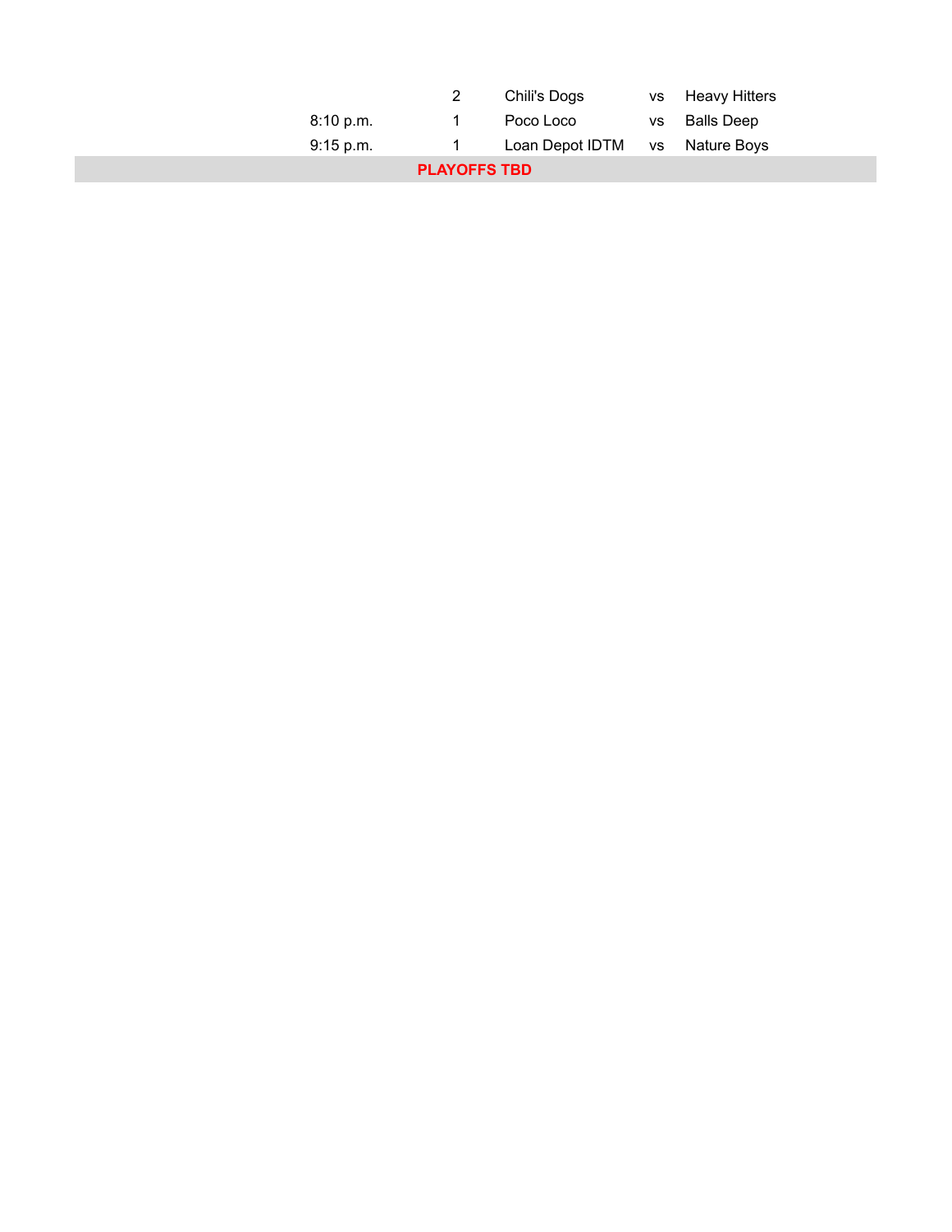| | | | | |
|---|---|---|---|---|
| | 2 | Chili's Dogs | vs | Heavy Hitters |
| 8:10 p.m. | 1 | Poco Loco | vs | Balls Deep |
| 9:15 p.m. | 1 | Loan Depot IDTM | vs | Nature Boys |

**PLAYOFFS TBD**